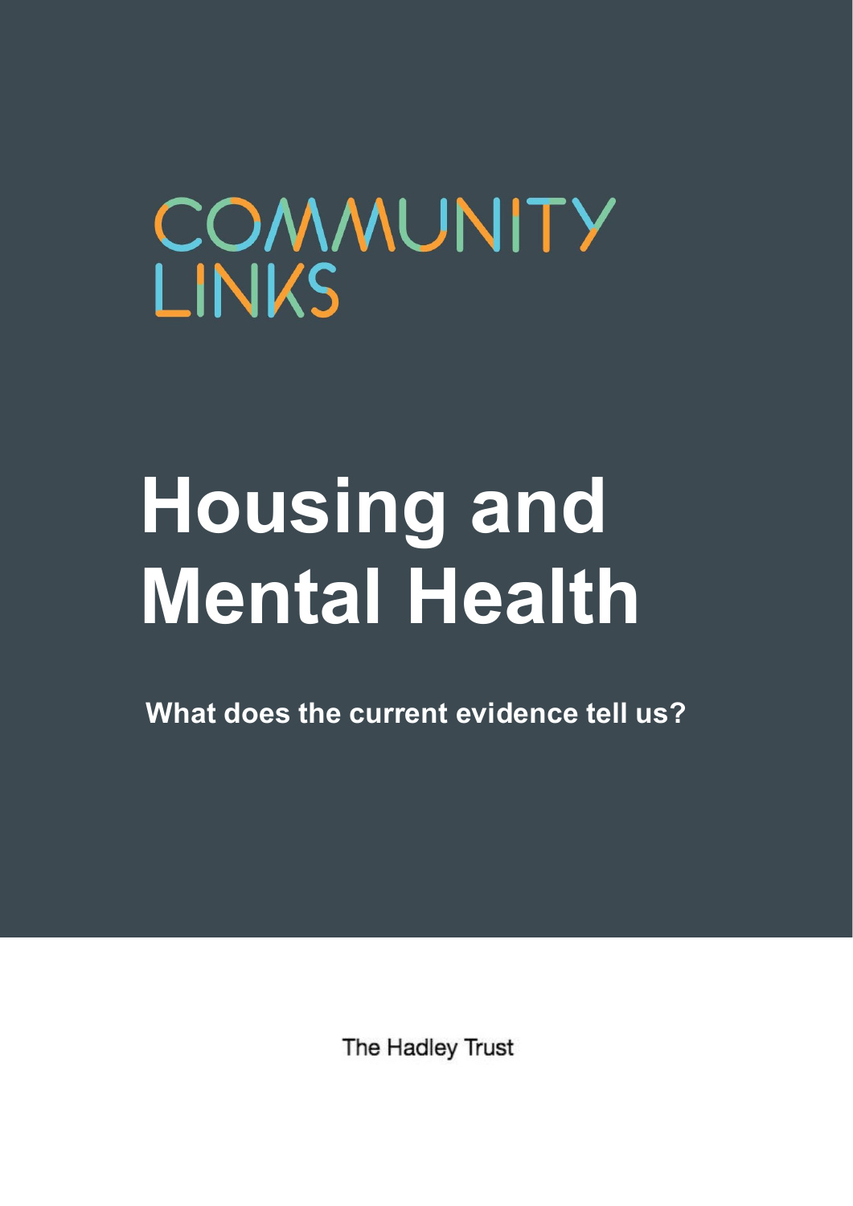COMMUNITY LINKS

# Housing and Mental Health

**What does the current evidence tell us?**

The Hadley Trust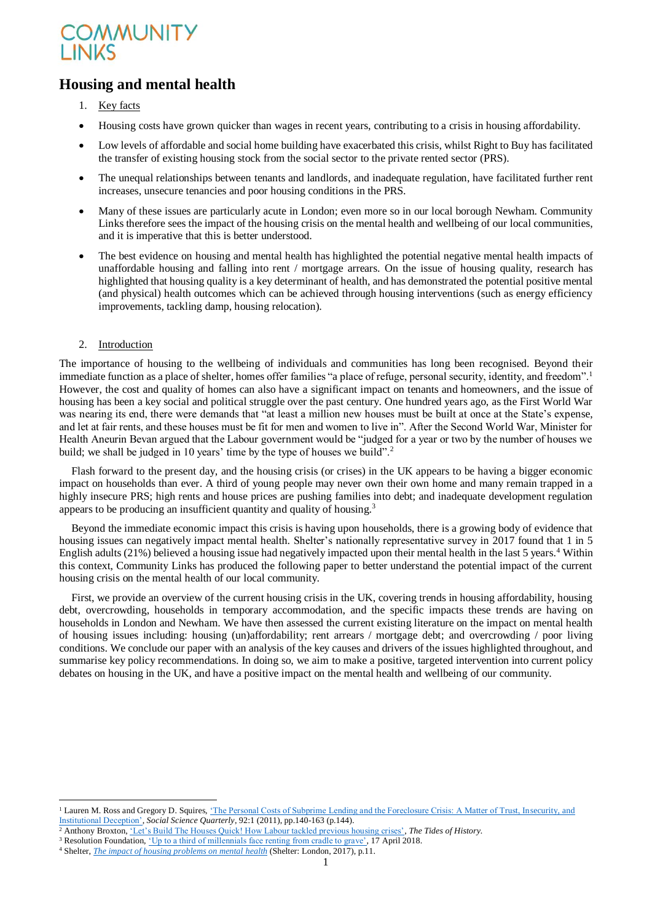COMMUNITY LINKS

# Housing and mental health

1. Key facts

- Housing costs have grown quicker than wages in recent years, contributing to a crisis in housing affordability.
- Low levels of affordable and social home building have exacerbated this crisis, whilst Right to Buy has facilitated the transfer of existing housing stock from the social sector to the private rented sector (PRS).
- The unequal relationships between tenants and landlords, and inadequate regulation, have facilitated further rent increases, unsecure tenancies and poor housing conditions in the PRS.
- Many of these issues are particularly acute in London; even more so in our local borough Newham. Community Links therefore sees the impact of the housing crisis on the mental health and wellbeing of our local communities, and it is imperative that this is better understood.
- The best evidence on housing and mental health has highlighted the potential negative mental health impacts of unaffordable housing and falling into rent / mortgage arrears. On the issue of housing quality, research has highlighted that housing quality is a key determinant of health, and has demonstrated the potential positive mental (and physical) health outcomes which can be achieved through housing interventions (such as energy efficiency improvements, tackling damp, housing relocation).

2. Introduction

The importance of housing to the wellbeing of individuals and communities has long been recognised. Beyond their immediate function as a place of shelter, homes offer families "a place of refuge, personal security, identity, and freedom".[1] However, the cost and quality of homes can also have a significant impact on tenants and homeowners, and the issue of housing has been a key social and political struggle over the past century. One hundred years ago, as the First World War was nearing its end, there were demands that "at least a million new houses must be built at once at the State's expense, and let at fair rents, and these houses must be fit for men and women to live in". After the Second World War, Minister for Health Aneurin Bevan argued that the Labour government would be "judged for a year or two by the number of houses we build; we shall be judged in 10 years' time by the type of houses we build".[2]

Flash forward to the present day, and the housing crisis (or crises) in the UK appears to be having a bigger economic impact on households than ever. A third of young people may never own their own home and many remain trapped in a highly insecure PRS; high rents and house prices are pushing families into debt; and inadequate development regulation appears to be producing an insufficient quantity and quality of housing.[3]

Beyond the immediate economic impact this crisis is having upon households, there is a growing body of evidence that housing issues can negatively impact mental health. Shelter's nationally representative survey in 2017 found that 1 in 5 English adults (21%) believed a housing issue had negatively impacted upon their mental health in the last 5 years.[4] Within this context, Community Links has produced the following paper to better understand the potential impact of the current housing crisis on the mental health of our local community.

First, we provide an overview of the current housing crisis in the UK, covering trends in housing affordability, housing debt, overcrowding, households in temporary accommodation, and the specific impacts these trends are having on households in London and Newham. We have then assessed the current existing literature on the impact on mental health of housing issues including: housing (un)affordability; rent arrears / mortgage debt; and overcrowding / poor living conditions. We conclude our paper with an analysis of the key causes and drivers of the issues highlighted throughout, and summarise key policy recommendations. In doing so, we aim to make a positive, targeted intervention into current policy debates on housing in the UK, and have a positive impact on the mental health and wellbeing of our community.

---

[1] Lauren M. Ross and Gregory D. Squires, 'The Personal Costs of Subprime Lending and the Foreclosure Crisis: A Matter of Trust, Insecurity, and Institutional Deception', *Social Science Quarterly*, 92:1 (2011), pp.140-163 (p.144).

[2] Anthony Broxton, 'Let's Build The Houses Quick! How Labour tackled previous housing crises', *The Tides of History*.

[3] Resolution Foundation, 'Up to a third of millennials face renting from cradle to grave', 17 April 2018.

[4] Shelter, *The impact of housing problems on mental health* (Shelter: London, 2017), p.11.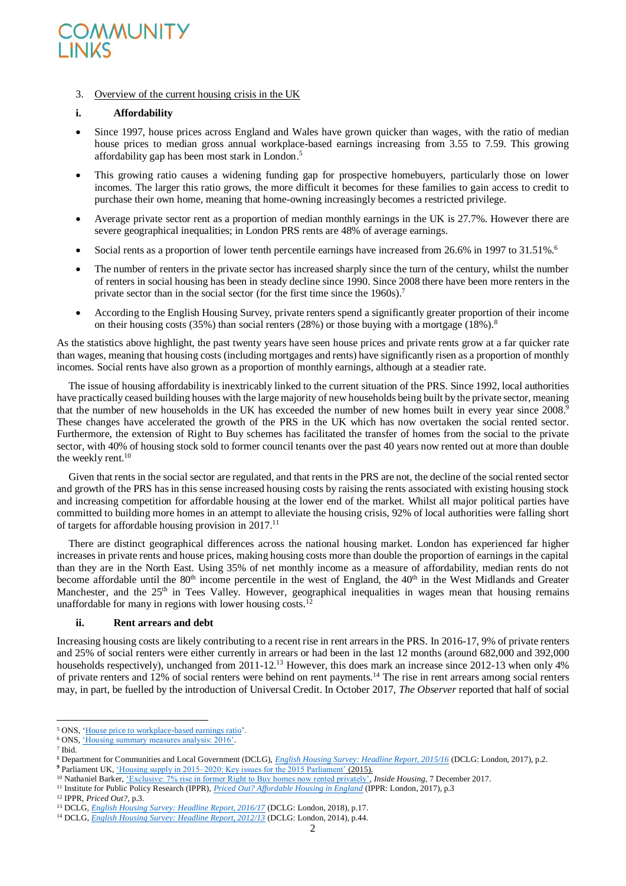3. Overview of the current housing crisis in the UK

### i. Affordability

- Since 1997, house prices across England and Wales have grown quicker than wages, with the ratio of median house prices to median gross annual workplace-based earnings increasing from 3.55 to 7.59. This growing affordability gap has been most stark in London.[5]
- This growing ratio causes a widening funding gap for prospective homebuyers, particularly those on lower incomes. The larger this ratio grows, the more difficult it becomes for these families to gain access to credit to purchase their own home, meaning that home-owning increasingly becomes a restricted privilege.
- Average private sector rent as a proportion of median monthly earnings in the UK is 27.7%. However there are severe geographical inequalities; in London PRS rents are 48% of average earnings.
- Social rents as a proportion of lower tenth percentile earnings have increased from 26.6% in 1997 to 31.51%.[6]
- The number of renters in the private sector has increased sharply since the turn of the century, whilst the number of renters in social housing has been in steady decline since 1990. Since 2008 there have been more renters in the private sector than in the social sector (for the first time since the 1960s).[7]
- According to the English Housing Survey, private renters spend a significantly greater proportion of their income on their housing costs (35%) than social renters (28%) or those buying with a mortgage (18%).[8]

As the statistics above highlight, the past twenty years have seen house prices and private rents grow at a far quicker rate than wages, meaning that housing costs (including mortgages and rents) have significantly risen as a proportion of monthly incomes. Social rents have also grown as a proportion of monthly earnings, although at a steadier rate.

The issue of housing affordability is inextricably linked to the current situation of the PRS. Since 1992, local authorities have practically ceased building houses with the large majority of new households being built by the private sector, meaning that the number of new households in the UK has exceeded the number of new homes built in every year since 2008.[9] These changes have accelerated the growth of the PRS in the UK which has now overtaken the social rented sector. Furthermore, the extension of Right to Buy schemes has facilitated the transfer of homes from the social to the private sector, with 40% of housing stock sold to former council tenants over the past 40 years now rented out at more than double the weekly rent.[10]

Given that rents in the social sector are regulated, and that rents in the PRS are not, the decline of the social rented sector and growth of the PRS has in this sense increased housing costs by raising the rents associated with existing housing stock and increasing competition for affordable housing at the lower end of the market. Whilst all major political parties have committed to building more homes in an attempt to alleviate the housing crisis, 92% of local authorities were falling short of targets for affordable housing provision in 2017.[11]

There are distinct geographical differences across the national housing market. London has experienced far higher increases in private rents and house prices, making housing costs more than double the proportion of earnings in the capital than they are in the North East. Using 35% of net monthly income as a measure of affordability, median rents do not become affordable until the 80th income percentile in the west of England, the 40th in the West Midlands and Greater Manchester, and the 25th in Tees Valley. However, geographical inequalities in wages mean that housing remains unaffordable for many in regions with lower housing costs.[12]

### ii. Rent arrears and debt

Increasing housing costs are likely contributing to a recent rise in rent arrears in the PRS. In 2016-17, 9% of private renters and 25% of social renters were either currently in arrears or had been in the last 12 months (around 682,000 and 392,000 households respectively), unchanged from 2011-12.[13] However, this does mark an increase since 2012-13 when only 4% of private renters and 12% of social renters were behind on rent payments.[14] The rise in rent arrears among social renters may, in part, be fuelled by the introduction of Universal Credit. In October 2017, *The Observer* reported that half of social

---

[5] ONS, 'House price to workplace-based earnings ratio'.

[6] ONS, 'Housing summary measures analysis: 2016'.

[7] Ibid.

[8] Department for Communities and Local Government (DCLG), *English Housing Survey: Headline Report, 2015/16* (DCLG: London, 2017), p.2.

[9] Parliament UK, 'Housing supply in 2015–2020: Key issues for the 2015 Parliament' (2015).

[10] Nathaniel Barker, 'Exclusive: 7% rise in former Right to Buy homes now rented privately', *Inside Housing*, 7 December 2017.

[11] Institute for Public Policy Research (IPPR), *Priced Out? Affordable Housing in England* (IPPR: London, 2017), p.3

[12] IPPR, *Priced Out?*, p.3.

[13] DCLG, *English Housing Survey: Headline Report, 2016/17* (DCLG: London, 2018), p.17.

[14] DCLG, *English Housing Survey: Headline Report, 2012/13* (DCLG: London, 2014), p.44.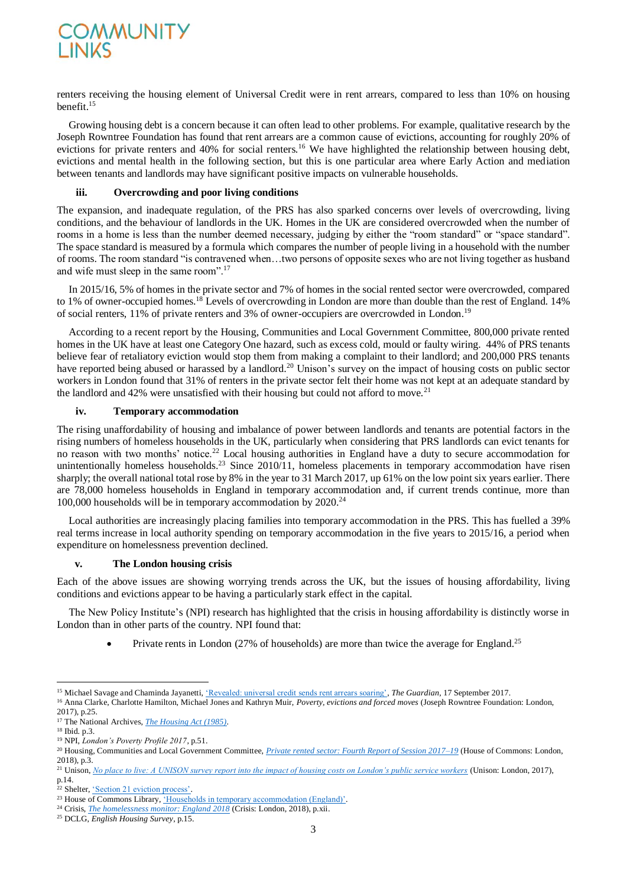renters receiving the housing element of Universal Credit were in rent arrears, compared to less than 10% on housing benefit.[15]

Growing housing debt is a concern because it can often lead to other problems. For example, qualitative research by the Joseph Rowntree Foundation has found that rent arrears are a common cause of evictions, accounting for roughly 20% of evictions for private renters and 40% for social renters.[16] We have highlighted the relationship between housing debt, evictions and mental health in the following section, but this is one particular area where Early Action and mediation between tenants and landlords may have significant positive impacts on vulnerable households.

#### iii. Overcrowding and poor living conditions

The expansion, and inadequate regulation, of the PRS has also sparked concerns over levels of overcrowding, living conditions, and the behaviour of landlords in the UK. Homes in the UK are considered overcrowded when the number of rooms in a home is less than the number deemed necessary, judging by either the "room standard" or "space standard". The space standard is measured by a formula which compares the number of people living in a household with the number of rooms. The room standard "is contravened when…two persons of opposite sexes who are not living together as husband and wife must sleep in the same room".[17]

In 2015/16, 5% of homes in the private sector and 7% of homes in the social rented sector were overcrowded, compared to 1% of owner-occupied homes.[18] Levels of overcrowding in London are more than double than the rest of England. 14% of social renters, 11% of private renters and 3% of owner-occupiers are overcrowded in London.[19]

According to a recent report by the Housing, Communities and Local Government Committee, 800,000 private rented homes in the UK have at least one Category One hazard, such as excess cold, mould or faulty wiring. 44% of PRS tenants believe fear of retaliatory eviction would stop them from making a complaint to their landlord; and 200,000 PRS tenants have reported being abused or harassed by a landlord.[20] Unison's survey on the impact of housing costs on public sector workers in London found that 31% of renters in the private sector felt their home was not kept at an adequate standard by the landlord and 42% were unsatisfied with their housing but could not afford to move.[21]

#### iv. Temporary accommodation

The rising unaffordability of housing and imbalance of power between landlords and tenants are potential factors in the rising numbers of homeless households in the UK, particularly when considering that PRS landlords can evict tenants for no reason with two months' notice.[22] Local housing authorities in England have a duty to secure accommodation for unintentionally homeless households.[23] Since 2010/11, homeless placements in temporary accommodation have risen sharply; the overall national total rose by 8% in the year to 31 March 2017, up 61% on the low point six years earlier. There are 78,000 homeless households in England in temporary accommodation and, if current trends continue, more than 100,000 households will be in temporary accommodation by 2020.[24]

Local authorities are increasingly placing families into temporary accommodation in the PRS. This has fuelled a 39% real terms increase in local authority spending on temporary accommodation in the five years to 2015/16, a period when expenditure on homelessness prevention declined.

#### v. The London housing crisis

Each of the above issues are showing worrying trends across the UK, but the issues of housing affordability, living conditions and evictions appear to be having a particularly stark effect in the capital.

The New Policy Institute's (NPI) research has highlighted that the crisis in housing affordability is distinctly worse in London than in other parts of the country. NPI found that:

- Private rents in London (27% of households) are more than twice the average for England.[25]

---

[15] Michael Savage and Chaminda Jayanetti, 'Revealed: universal credit sends rent arrears soaring', *The Guardian*, 17 September 2017.

[16] Anna Clarke, Charlotte Hamilton, Michael Jones and Kathryn Muir, *Poverty, evictions and forced moves* (Joseph Rowntree Foundation: London, 2017), p.25.

[17] The National Archives, *The Housing Act (1985)*.

[18] Ibid. p.3.

[19] NPI, *London's Poverty Profile 2017*, p.51.

[20] Housing, Communities and Local Government Committee, *Private rented sector: Fourth Report of Session 2017–19* (House of Commons: London, 2018), p.3.

[21] Unison, *No place to live: A UNISON survey report into the impact of housing costs on London's public service workers* (Unison: London, 2017), p.14.

[22] Shelter, 'Section 21 eviction process'.

[23] House of Commons Library, 'Households in temporary accommodation (England)'.

[24] Crisis, *The homelessness monitor: England 2018* (Crisis: London, 2018), p.xii.

[25] DCLG, *English Housing Survey*, p.15.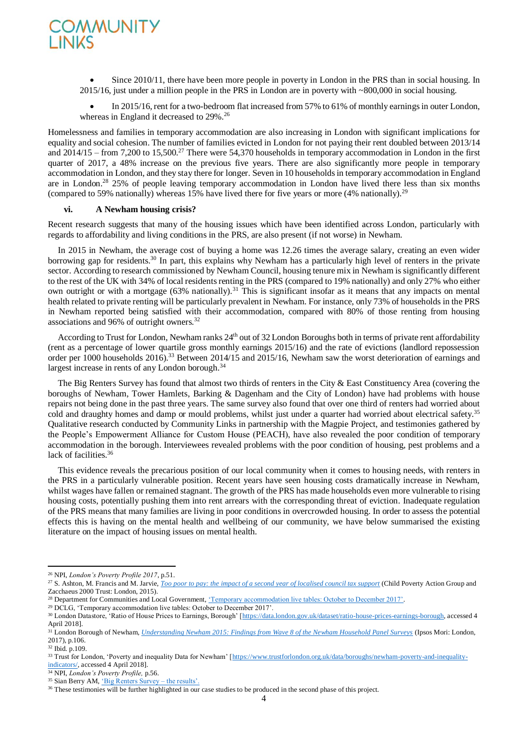- Since 2010/11, there have been more people in poverty in London in the PRS than in social housing. In 2015/16, just under a million people in the PRS in London are in poverty with ~800,000 in social housing.
- In 2015/16, rent for a two-bedroom flat increased from 57% to 61% of monthly earnings in outer London, whereas in England it decreased to 29%.[26]

Homelessness and families in temporary accommodation are also increasing in London with significant implications for equality and social cohesion. The number of families evicted in London for not paying their rent doubled between 2013/14 and 2014/15 – from 7,200 to 15,500.[27] There were 54,370 households in temporary accommodation in London in the first quarter of 2017, a 48% increase on the previous five years. There are also significantly more people in temporary accommodation in London, and they stay there for longer. Seven in 10 households in temporary accommodation in England are in London.[28] 25% of people leaving temporary accommodation in London have lived there less than six months (compared to 59% nationally) whereas 15% have lived there for five years or more (4% nationally).[29]

### vi. A Newham housing crisis?

Recent research suggests that many of the housing issues which have been identified across London, particularly with regards to affordability and living conditions in the PRS, are also present (if not worse) in Newham.

In 2015 in Newham, the average cost of buying a home was 12.26 times the average salary, creating an even wider borrowing gap for residents.[30] In part, this explains why Newham has a particularly high level of renters in the private sector. According to research commissioned by Newham Council, housing tenure mix in Newham is significantly different to the rest of the UK with 34% of local residents renting in the PRS (compared to 19% nationally) and only 27% who either own outright or with a mortgage (63% nationally).[31] This is significant insofar as it means that any impacts on mental health related to private renting will be particularly prevalent in Newham. For instance, only 73% of households in the PRS in Newham reported being satisfied with their accommodation, compared with 80% of those renting from housing associations and 96% of outright owners.[32]

According to Trust for London, Newham ranks 24th out of 32 London Boroughs both in terms of private rent affordability (rent as a percentage of lower quartile gross monthly earnings 2015/16) and the rate of evictions (landlord repossession order per 1000 households 2016).[33] Between 2014/15 and 2015/16, Newham saw the worst deterioration of earnings and largest increase in rents of any London borough.[34]

The Big Renters Survey has found that almost two thirds of renters in the City & East Constituency Area (covering the boroughs of Newham, Tower Hamlets, Barking & Dagenham and the City of London) have had problems with house repairs not being done in the past three years. The same survey also found that over one third of renters had worried about cold and draughty homes and damp or mould problems, whilst just under a quarter had worried about electrical safety.[35] Qualitative research conducted by Community Links in partnership with the Magpie Project, and testimonies gathered by the People's Empowerment Alliance for Custom House (PEACH), have also revealed the poor condition of temporary accommodation in the borough. Interviewees revealed problems with the poor condition of housing, pest problems and a lack of facilities.[36]

This evidence reveals the precarious position of our local community when it comes to housing needs, with renters in the PRS in a particularly vulnerable position. Recent years have seen housing costs dramatically increase in Newham, whilst wages have fallen or remained stagnant. The growth of the PRS has made households even more vulnerable to rising housing costs, potentially pushing them into rent arrears with the corresponding threat of eviction. Inadequate regulation of the PRS means that many families are living in poor conditions in overcrowded housing. In order to assess the potential effects this is having on the mental health and wellbeing of our community, we have below summarised the existing literature on the impact of housing issues on mental health.

---

[26] NPI, *London's Poverty Profile 2017*, p.51.

[27] S. Ashton, M. Francis and M. Jarvie, *Too poor to pay: the impact of a second year of localised council tax support* (Child Poverty Action Group and Zacchaeus 2000 Trust: London, 2015).

[28] Department for Communities and Local Government, 'Temporary accommodation live tables: October to December 2017'.

[29] DCLG, 'Temporary accommodation live tables: October to December 2017'.

[30] London Datastore, 'Ratio of House Prices to Earnings, Borough' [https://data.london.gov.uk/dataset/ratio-house-prices-earnings-borough, accessed 4 April 2018].

[31] London Borough of Newham, *Understanding Newham 2015: Findings from Wave 8 of the Newham Household Panel Surveys* (Ipsos Mori: London, 2017), p.106.

[32] Ibid. p.109.

[33] Trust for London, 'Poverty and inequality Data for Newham' [https://www.trustforlondon.org.uk/data/boroughs/newham-poverty-and-inequality-indicators/, accessed 4 April 2018].

[34] NPI, *London's Poverty Profile,* p.56.

[35] Sian Berry AM, 'Big Renters Survey – the results'.

[36] These testimonies will be further highlighted in our case studies to be produced in the second phase of this project.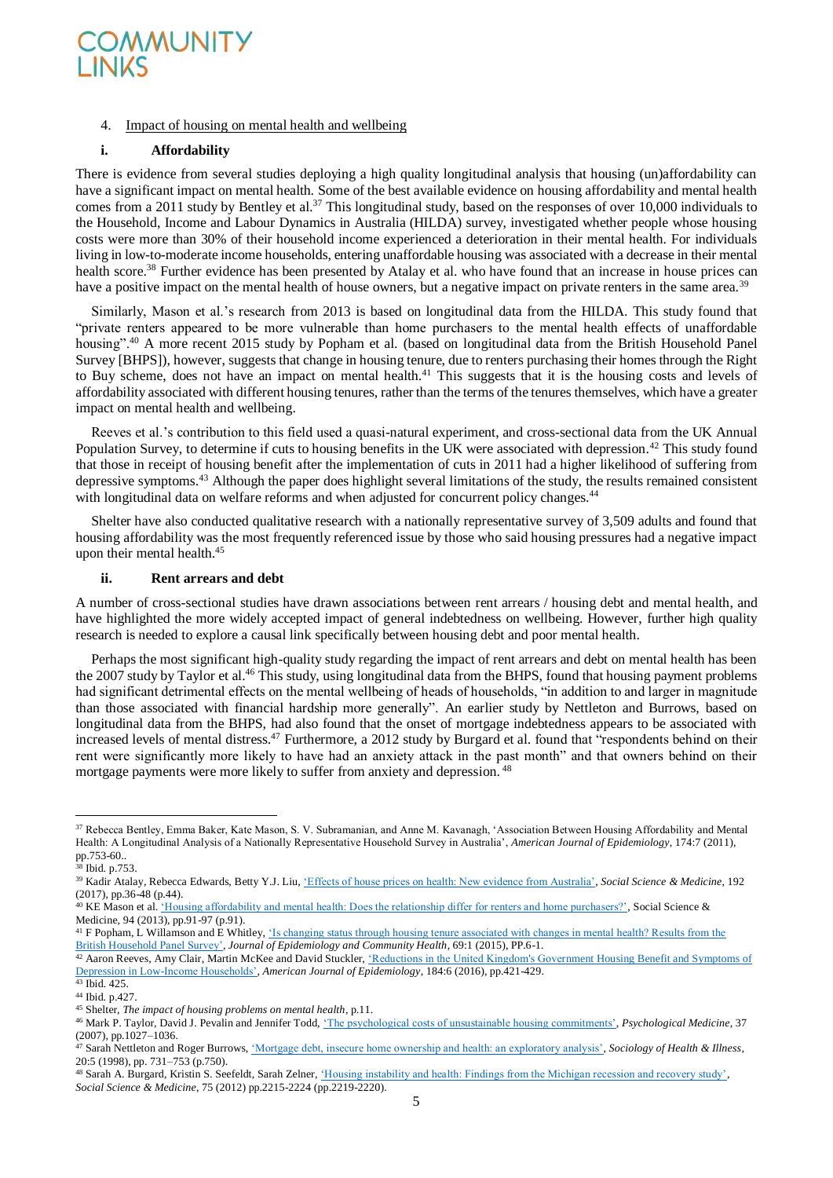## 4. Impact of housing on mental health and wellbeing

### i. Affordability

There is evidence from several studies deploying a high quality longitudinal analysis that housing (un)affordability can have a significant impact on mental health. Some of the best available evidence on housing affordability and mental health comes from a 2011 study by Bentley et al.[37] This longitudinal study, based on the responses of over 10,000 individuals to the Household, Income and Labour Dynamics in Australia (HILDA) survey, investigated whether people whose housing costs were more than 30% of their household income experienced a deterioration in their mental health. For individuals living in low-to-moderate income households, entering unaffordable housing was associated with a decrease in their mental health score.[38] Further evidence has been presented by Atalay et al. who have found that an increase in house prices can have a positive impact on the mental health of house owners, but a negative impact on private renters in the same area.[39]

Similarly, Mason et al.'s research from 2013 is based on longitudinal data from the HILDA. This study found that "private renters appeared to be more vulnerable than home purchasers to the mental health effects of unaffordable housing".[40] A more recent 2015 study by Popham et al. (based on longitudinal data from the British Household Panel Survey [BHPS]), however, suggests that change in housing tenure, due to renters purchasing their homes through the Right to Buy scheme, does not have an impact on mental health.[41] This suggests that it is the housing costs and levels of affordability associated with different housing tenures, rather than the terms of the tenures themselves, which have a greater impact on mental health and wellbeing.

Reeves et al.'s contribution to this field used a quasi-natural experiment, and cross-sectional data from the UK Annual Population Survey, to determine if cuts to housing benefits in the UK were associated with depression.[42] This study found that those in receipt of housing benefit after the implementation of cuts in 2011 had a higher likelihood of suffering from depressive symptoms.[43] Although the paper does highlight several limitations of the study, the results remained consistent with longitudinal data on welfare reforms and when adjusted for concurrent policy changes.[44]

Shelter have also conducted qualitative research with a nationally representative survey of 3,509 adults and found that housing affordability was the most frequently referenced issue by those who said housing pressures had a negative impact upon their mental health.[45]

### ii. Rent arrears and debt

A number of cross-sectional studies have drawn associations between rent arrears / housing debt and mental health, and have highlighted the more widely accepted impact of general indebtedness on wellbeing. However, further high quality research is needed to explore a causal link specifically between housing debt and poor mental health.

Perhaps the most significant high-quality study regarding the impact of rent arrears and debt on mental health has been the 2007 study by Taylor et al.[46] This study, using longitudinal data from the BHPS, found that housing payment problems had significant detrimental effects on the mental wellbeing of heads of households, "in addition to and larger in magnitude than those associated with financial hardship more generally". An earlier study by Nettleton and Burrows, based on longitudinal data from the BHPS, had also found that the onset of mortgage indebtedness appears to be associated with increased levels of mental distress.[47] Furthermore, a 2012 study by Burgard et al. found that "respondents behind on their rent were significantly more likely to have had an anxiety attack in the past month" and that owners behind on their mortgage payments were more likely to suffer from anxiety and depression.[48]

---

[37] Rebecca Bentley, Emma Baker, Kate Mason, S. V. Subramanian, and Anne M. Kavanagh, 'Association Between Housing Affordability and Mental Health: A Longitudinal Analysis of a Nationally Representative Household Survey in Australia', *American Journal of Epidemiology*, 174:7 (2011), pp.753-60..

[38] Ibid. p.753.

[39] Kadir Atalay, Rebecca Edwards, Betty Y.J. Liu, 'Effects of house prices on health: New evidence from Australia', *Social Science & Medicine*, 192 (2017), pp.36-48 (p.44).

[40] KE Mason et al. 'Housing affordability and mental health: Does the relationship differ for renters and home purchasers?', Social Science & Medicine, 94 (2013), pp.91-97 (p.91).

[41] F Popham, L Willamson and E Whitley, 'Is changing status through housing tenure associated with changes in mental health? Results from the British Household Panel Survey', *Journal of Epidemiology and Community Health*, 69:1 (2015), PP.6-1.

[42] Aaron Reeves, Amy Clair, Martin McKee and David Stuckler, 'Reductions in the United Kingdom's Government Housing Benefit and Symptoms of Depression in Low-Income Households', *American Journal of Epidemiology*, 184:6 (2016), pp.421-429.

[43] Ibid. 425.

[44] Ibid. p.427.

[45] Shelter, *The impact of housing problems on mental health*, p.11.

[46] Mark P. Taylor, David J. Pevalin and Jennifer Todd, 'The psychological costs of unsustainable housing commitments', *Psychological Medicine*, 37 (2007), pp.1027–1036.

[47] Sarah Nettleton and Roger Burrows, 'Mortgage debt, insecure home ownership and health: an exploratory analysis', *Sociology of Health & Illness*, 20:5 (1998), pp. 731–753 (p.750).

[48] Sarah A. Burgard, Kristin S. Seefeldt, Sarah Zelner, 'Housing instability and health: Findings from the Michigan recession and recovery study', *Social Science & Medicine*, 75 (2012) pp.2215-2224 (pp.2219-2220).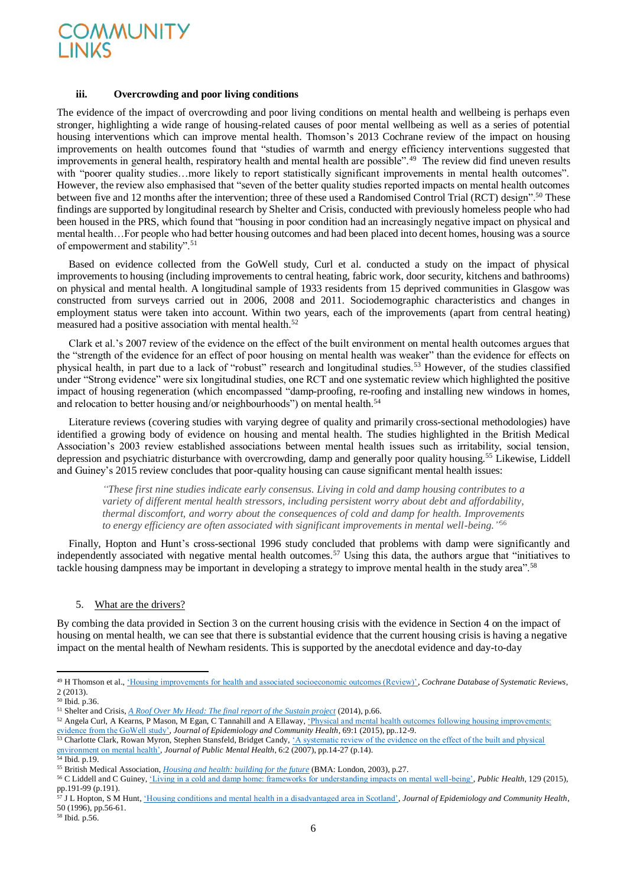### iii. Overcrowding and poor living conditions

The evidence of the impact of overcrowding and poor living conditions on mental health and wellbeing is perhaps even stronger, highlighting a wide range of housing-related causes of poor mental wellbeing as well as a series of potential housing interventions which can improve mental health. Thomson's 2013 Cochrane review of the impact on housing improvements on health outcomes found that "studies of warmth and energy efficiency interventions suggested that improvements in general health, respiratory health and mental health are possible".[49] The review did find uneven results with "poorer quality studies…more likely to report statistically significant improvements in mental health outcomes". However, the review also emphasised that "seven of the better quality studies reported impacts on mental health outcomes between five and 12 months after the intervention; three of these used a Randomised Control Trial (RCT) design".[50] These findings are supported by longitudinal research by Shelter and Crisis, conducted with previously homeless people who had been housed in the PRS, which found that "housing in poor condition had an increasingly negative impact on physical and mental health…For people who had better housing outcomes and had been placed into decent homes, housing was a source of empowerment and stability".[51]

Based on evidence collected from the GoWell study, Curl et al. conducted a study on the impact of physical improvements to housing (including improvements to central heating, fabric work, door security, kitchens and bathrooms) on physical and mental health. A longitudinal sample of 1933 residents from 15 deprived communities in Glasgow was constructed from surveys carried out in 2006, 2008 and 2011. Sociodemographic characteristics and changes in employment status were taken into account. Within two years, each of the improvements (apart from central heating) measured had a positive association with mental health.[52]

Clark et al.'s 2007 review of the evidence on the effect of the built environment on mental health outcomes argues that the "strength of the evidence for an effect of poor housing on mental health was weaker" than the evidence for effects on physical health, in part due to a lack of "robust" research and longitudinal studies.[53] However, of the studies classified under "Strong evidence" were six longitudinal studies, one RCT and one systematic review which highlighted the positive impact of housing regeneration (which encompassed "damp-proofing, re-roofing and installing new windows in homes, and relocation to better housing and/or neighbourhoods") on mental health.[54]

Literature reviews (covering studies with varying degree of quality and primarily cross-sectional methodologies) have identified a growing body of evidence on housing and mental health. The studies highlighted in the British Medical Association's 2003 review established associations between mental health issues such as irritability, social tension, depression and psychiatric disturbance with overcrowding, damp and generally poor quality housing.[55] Likewise, Liddell and Guiney's 2015 review concludes that poor-quality housing can cause significant mental health issues:

> *"These first nine studies indicate early consensus. Living in cold and damp housing contributes to a variety of different mental health stressors, including persistent worry about debt and affordability, thermal discomfort, and worry about the consequences of cold and damp for health. Improvements to energy efficiency are often associated with significant improvements in mental well-being."*[56]

Finally, Hopton and Hunt's cross-sectional 1996 study concluded that problems with damp were significantly and independently associated with negative mental health outcomes.[57] Using this data, the authors argue that "initiatives to tackle housing dampness may be important in developing a strategy to improve mental health in the study area".[58]

## 5. What are the drivers?

By combing the data provided in Section 3 on the current housing crisis with the evidence in Section 4 on the impact of housing on mental health, we can see that there is substantial evidence that the current housing crisis is having a negative impact on the mental health of Newham residents. This is supported by the anecdotal evidence and day-to-day

---

[49] H Thomson et al., 'Housing improvements for health and associated socioeconomic outcomes (Review)', *Cochrane Database of Systematic Reviews*, 2 (2013).

[50] Ibid. p.36.

[51] Shelter and Crisis, *A Roof Over My Head: The final report of the Sustain project* (2014), p.66.

[52] Angela Curl, A Kearns, P Mason, M Egan, C Tannahill and A Ellaway, 'Physical and mental health outcomes following housing improvements: evidence from the GoWell study', *Journal of Epidemiology and Community Health*, 69:1 (2015), pp..12-9.

[53] Charlotte Clark, Rowan Myron, Stephen Stansfeld, Bridget Candy, 'A systematic review of the evidence on the effect of the built and physical environment on mental health', *Journal of Public Mental Health*, 6:2 (2007), pp.14-27 (p.14).

[54] Ibid. p.19.

[55] British Medical Association, *Housing and health: building for the future* (BMA: London, 2003), p.27.

[56] C Liddell and C Guiney, 'Living in a cold and damp home: frameworks for understanding impacts on mental well-being', *Public Health*, 129 (2015), pp.191-99 (p.191).

[57] J L Hopton, S M Hunt, 'Housing conditions and mental health in a disadvantaged area in Scotland', *Journal of Epidemiology and Community Health*, 50 (1996), pp.56-61.

[58] Ibid. p.56.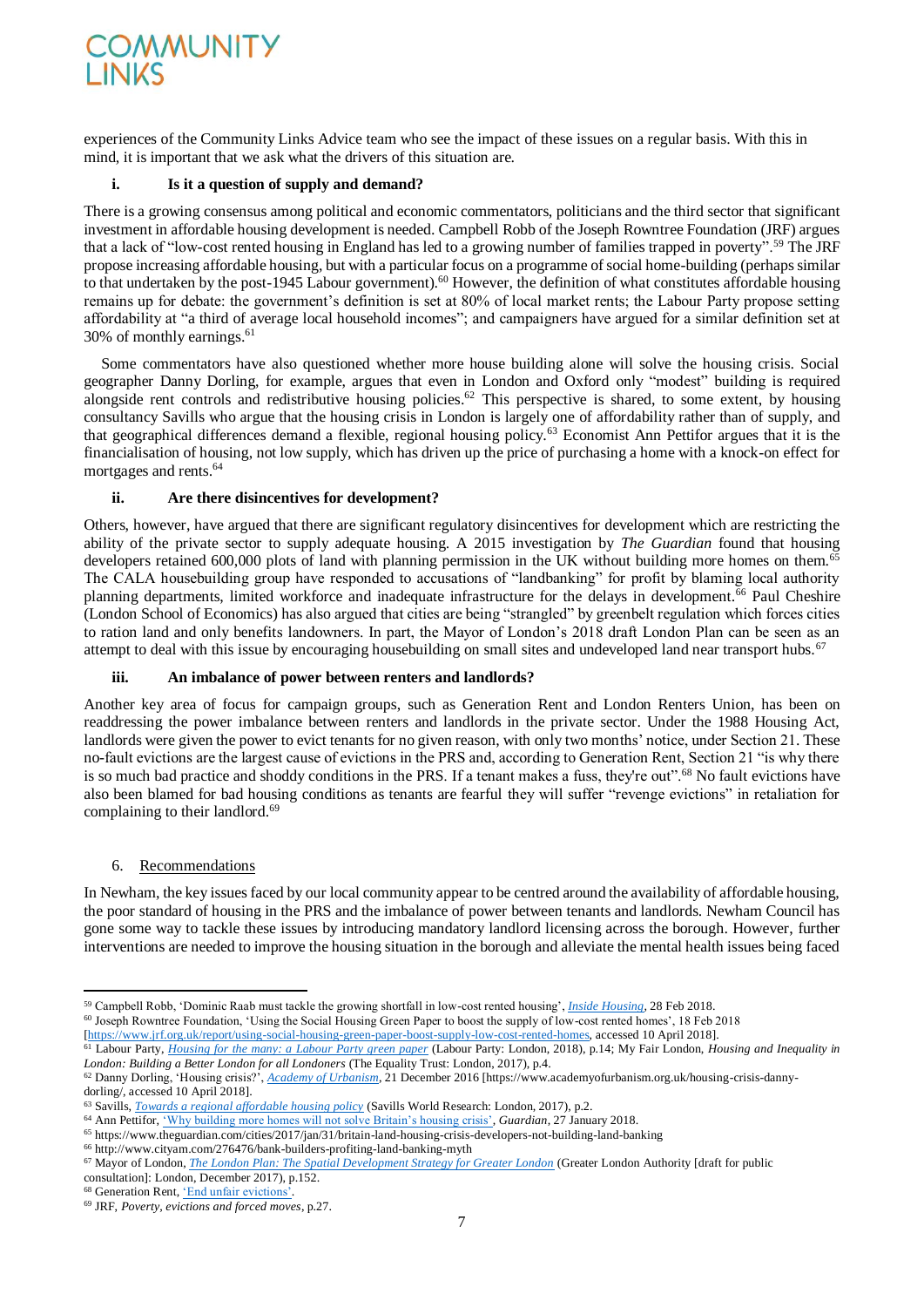experiences of the Community Links Advice team who see the impact of these issues on a regular basis. With this in mind, it is important that we ask what the drivers of this situation are.

### i. Is it a question of supply and demand?

There is a growing consensus among political and economic commentators, politicians and the third sector that significant investment in affordable housing development is needed. Campbell Robb of the Joseph Rowntree Foundation (JRF) argues that a lack of "low-cost rented housing in England has led to a growing number of families trapped in poverty".[59] The JRF propose increasing affordable housing, but with a particular focus on a programme of social home-building (perhaps similar to that undertaken by the post-1945 Labour government).[60] However, the definition of what constitutes affordable housing remains up for debate: the government's definition is set at 80% of local market rents; the Labour Party propose setting affordability at "a third of average local household incomes"; and campaigners have argued for a similar definition set at 30% of monthly earnings.[61]

Some commentators have also questioned whether more house building alone will solve the housing crisis. Social geographer Danny Dorling, for example, argues that even in London and Oxford only "modest" building is required alongside rent controls and redistributive housing policies.[62] This perspective is shared, to some extent, by housing consultancy Savills who argue that the housing crisis in London is largely one of affordability rather than of supply, and that geographical differences demand a flexible, regional housing policy.[63] Economist Ann Pettifor argues that it is the financialisation of housing, not low supply, which has driven up the price of purchasing a home with a knock-on effect for mortgages and rents.[64]

### ii. Are there disincentives for development?

Others, however, have argued that there are significant regulatory disincentives for development which are restricting the ability of the private sector to supply adequate housing. A 2015 investigation by *The Guardian* found that housing developers retained 600,000 plots of land with planning permission in the UK without building more homes on them.[65] The CALA housebuilding group have responded to accusations of "landbanking" for profit by blaming local authority planning departments, limited workforce and inadequate infrastructure for the delays in development.[66] Paul Cheshire (London School of Economics) has also argued that cities are being "strangled" by greenbelt regulation which forces cities to ration land and only benefits landowners. In part, the Mayor of London's 2018 draft London Plan can be seen as an attempt to deal with this issue by encouraging housebuilding on small sites and undeveloped land near transport hubs.[67]

### iii. An imbalance of power between renters and landlords?

Another key area of focus for campaign groups, such as Generation Rent and London Renters Union, has been on readdressing the power imbalance between renters and landlords in the private sector. Under the 1988 Housing Act, landlords were given the power to evict tenants for no given reason, with only two months' notice, under Section 21. These no-fault evictions are the largest cause of evictions in the PRS and, according to Generation Rent, Section 21 "is why there is so much bad practice and shoddy conditions in the PRS. If a tenant makes a fuss, they're out".[68] No fault evictions have also been blamed for bad housing conditions as tenants are fearful they will suffer "revenge evictions" in retaliation for complaining to their landlord.[69]

## 6. Recommendations

In Newham, the key issues faced by our local community appear to be centred around the availability of affordable housing, the poor standard of housing in the PRS and the imbalance of power between tenants and landlords. Newham Council has gone some way to tackle these issues by introducing mandatory landlord licensing across the borough. However, further interventions are needed to improve the housing situation in the borough and alleviate the mental health issues being faced

---

[59] Campbell Robb, 'Dominic Raab must tackle the growing shortfall in low-cost rented housing', *Inside Housing*, 28 Feb 2018.

[60] Joseph Rowntree Foundation, 'Using the Social Housing Green Paper to boost the supply of low-cost rented homes', 18 Feb 2018 [https://www.jrf.org.uk/report/using-social-housing-green-paper-boost-supply-low-cost-rented-homes, accessed 10 April 2018].

[61] Labour Party, *Housing for the many: a Labour Party green paper* (Labour Party: London, 2018), p.14; My Fair London, *Housing and Inequality in London: Building a Better London for all Londoners* (The Equality Trust: London, 2017), p.4.

[62] Danny Dorling, 'Housing crisis?', *Academy of Urbanism*, 21 December 2016 [https://www.academyofurbanism.org.uk/housing-crisis-danny-dorling/, accessed 10 April 2018].

[63] Savills, *Towards a regional affordable housing policy* (Savills World Research: London, 2017), p.2.

[64] Ann Pettifor, 'Why building more homes will not solve Britain's housing crisis', *Guardian*, 27 January 2018.

[65] https://www.theguardian.com/cities/2017/jan/31/britain-land-housing-crisis-developers-not-building-land-banking

[66] http://www.cityam.com/276476/bank-builders-profiting-land-banking-myth

[67] Mayor of London, *The London Plan: The Spatial Development Strategy for Greater London* (Greater London Authority [draft for public consultation]: London, December 2017), p.152.

[68] Generation Rent, 'End unfair evictions'.

[69] JRF, *Poverty, evictions and forced moves*, p.27.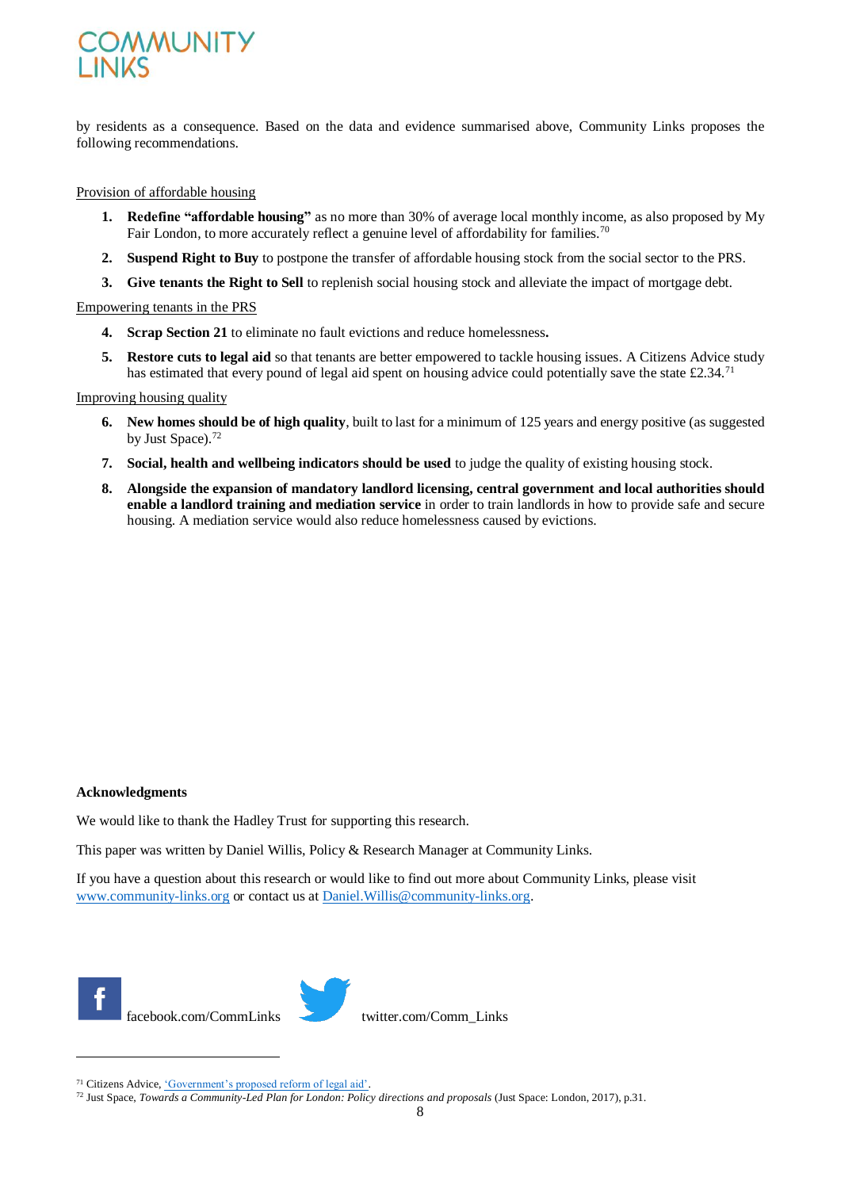by residents as a consequence. Based on the data and evidence summarised above, Community Links proposes the following recommendations.

Provision of affordable housing

1. **Redefine "affordable housing"** as no more than 30% of average local monthly income, as also proposed by My Fair London, to more accurately reflect a genuine level of affordability for families.[70]
2. **Suspend Right to Buy** to postpone the transfer of affordable housing stock from the social sector to the PRS.
3. **Give tenants the Right to Sell** to replenish social housing stock and alleviate the impact of mortgage debt.

Empowering tenants in the PRS

4. **Scrap Section 21** to eliminate no fault evictions and reduce homelessness**.**
5. **Restore cuts to legal aid** so that tenants are better empowered to tackle housing issues. A Citizens Advice study has estimated that every pound of legal aid spent on housing advice could potentially save the state £2.34.[71]

Improving housing quality

6. **New homes should be of high quality**, built to last for a minimum of 125 years and energy positive (as suggested by Just Space).[72]
7. **Social, health and wellbeing indicators should be used** to judge the quality of existing housing stock.
8. **Alongside the expansion of mandatory landlord licensing, central government and local authorities should enable a landlord training and mediation service** in order to train landlords in how to provide safe and secure housing. A mediation service would also reduce homelessness caused by evictions.

**Acknowledgments**

We would like to thank the Hadley Trust for supporting this research.

This paper was written by Daniel Willis, Policy & Research Manager at Community Links.

If you have a question about this research or would like to find out more about Community Links, please visit www.community-links.org or contact us at Daniel.Willis@community-links.org.

facebook.com/CommLinks twitter.com/Comm_Links

[71] Citizens Advice, 'Government's proposed reform of legal aid'.

[72] Just Space, *Towards a Community-Led Plan for London: Policy directions and proposals* (Just Space: London, 2017), p.31.